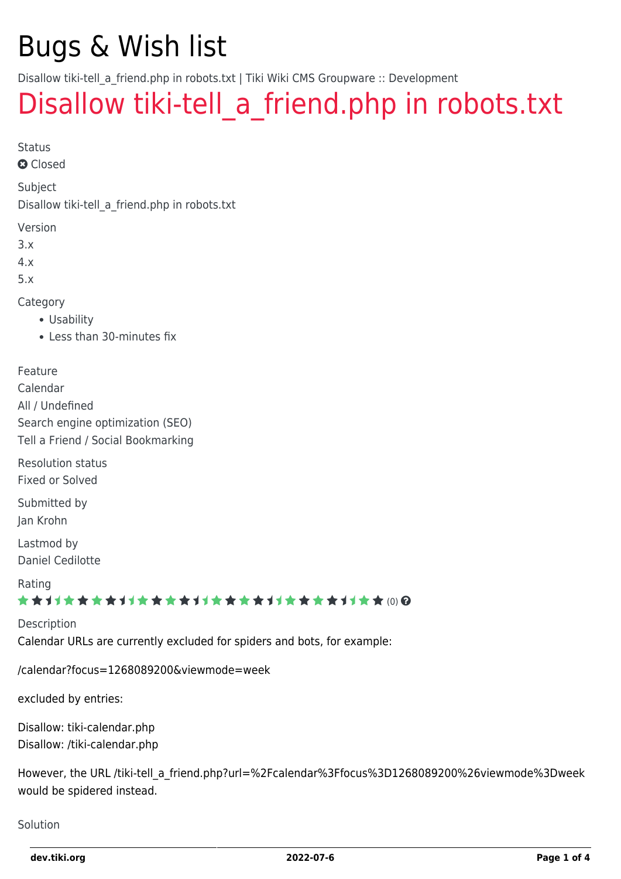# Bugs & Wish list

Disallow tiki-tell_a_friend.php in robots.txt | Tiki Wiki CMS Groupware :: Development

## Disallow tiki-tell_a_friend.php in robots.txt

Status

Closed

Subject

Disallow tiki-tell_a_friend.php in robots.txt

Version

3.x
4.x
5.x

Category

- Usability
- Less than 30-minutes fix

Feature

Calendar
All / Undefined
Search engine optimization (SEO)
Tell a Friend / Social Bookmarking

Resolution status

Fixed or Solved

Submitted by

Jan Krohn

Lastmod by

Daniel Cedilotte

Rating

(0)

Description

Calendar URLs are currently excluded for spiders and bots, for example:

/calendar?focus=1268089200&viewmode=week

excluded by entries:

Disallow: tiki-calendar.php
Disallow: /tiki-calendar.php

However, the URL /tiki-tell_a_friend.php?url=%2Fcalendar%3Ffocus%3D1268089200%26viewmode%3Dweek would be spidered instead.

Solution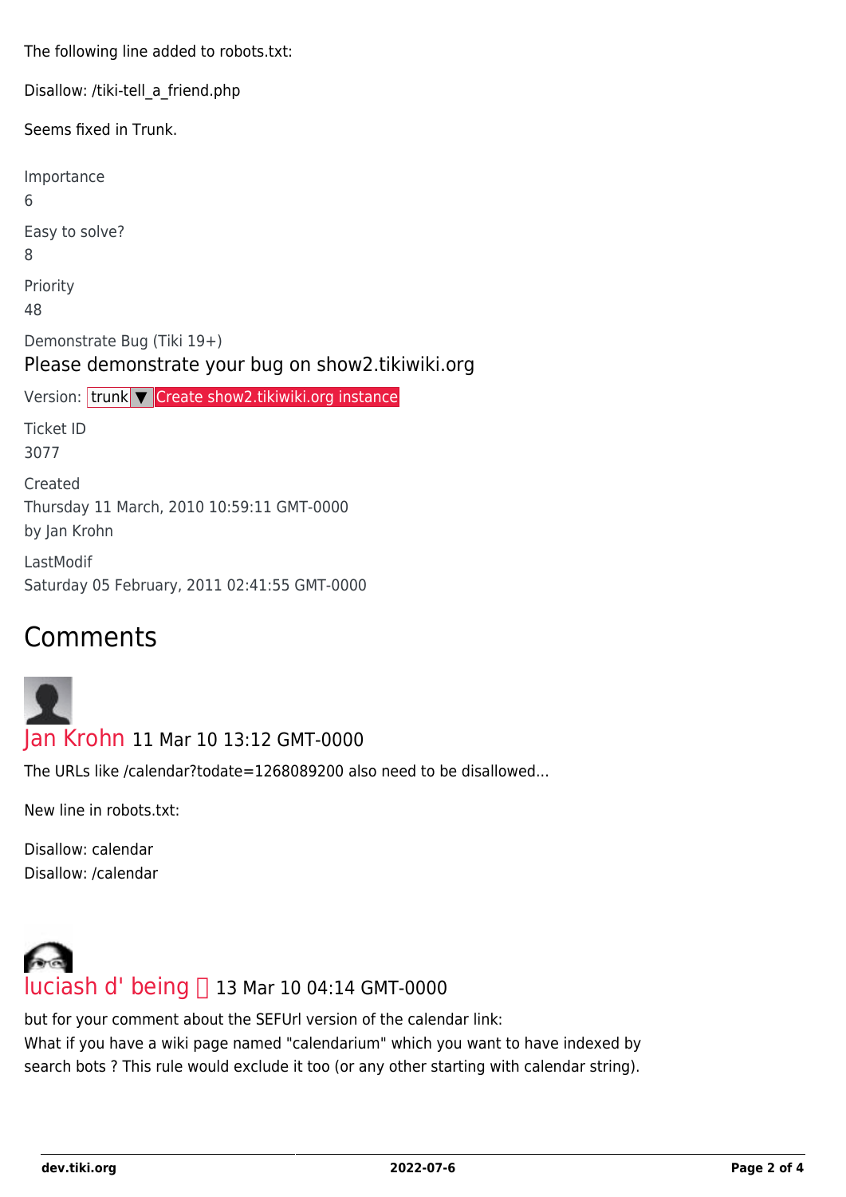The following line added to robots.txt:

Disallow: /tiki-tell_a_friend.php

Seems fixed in Trunk.

Importance
6

Easy to solve?
8

Priority
48

Demonstrate Bug (Tiki 19+)

Please demonstrate your bug on show2.tikiwiki.org

Version: trunk ▼ Create show2.tikiwiki.org instance

Ticket ID
3077

Created
Thursday 11 March, 2010 10:59:11 GMT-0000
by Jan Krohn

LastModif
Saturday 05 February, 2011 02:41:55 GMT-0000

## Comments

Jan Krohn 11 Mar 10 13:12 GMT-0000

The URLs like /calendar?todate=1268089200 also need to be disallowed...

New line in robots.txt:

Disallow: calendar
Disallow: /calendar

luciash d' being 13 Mar 10 04:14 GMT-0000

but for your comment about the SEFUrl version of the calendar link:
What if you have a wiki page named "calendarium" which you want to have indexed by search bots ? This rule would exclude it too (or any other starting with calendar string).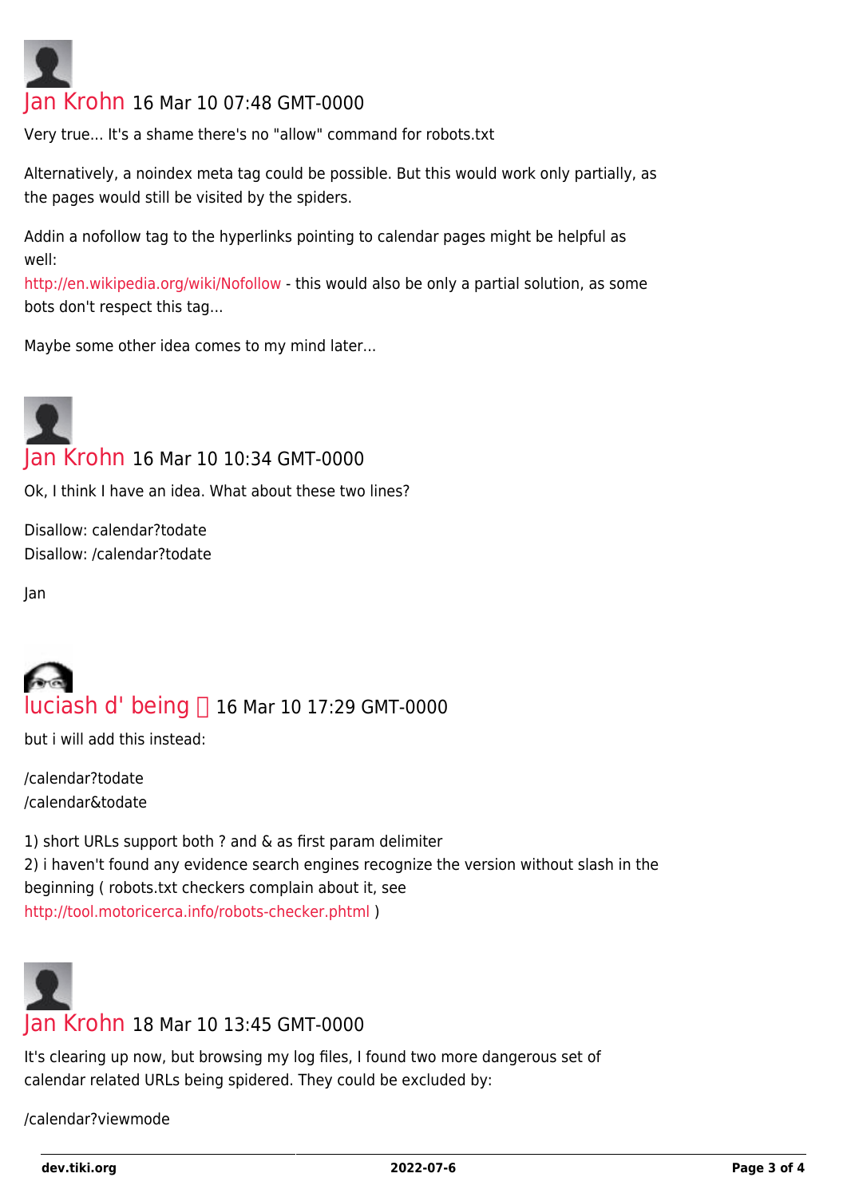Jan Krohn 16 Mar 10 07:48 GMT-0000

Very true... It's a shame there's no "allow" command for robots.txt

Alternatively, a noindex meta tag could be possible. But this would work only partially, as the pages would still be visited by the spiders.

Addin a nofollow tag to the hyperlinks pointing to calendar pages might be helpful as well:
http://en.wikipedia.org/wiki/Nofollow - this would also be only a partial solution, as some bots don't respect this tag...

Maybe some other idea comes to my mind later...

Jan Krohn 16 Mar 10 10:34 GMT-0000

Ok, I think I have an idea. What about these two lines?

Disallow: calendar?todate
Disallow: /calendar?todate

Jan

luciash d' being 16 Mar 10 17:29 GMT-0000

but i will add this instead:

/calendar?todate
/calendar&todate

1) short URLs support both ? and & as first param delimiter
2) i haven't found any evidence search engines recognize the version without slash in the beginning ( robots.txt checkers complain about it, see http://tool.motoricerca.info/robots-checker.phtml )

Jan Krohn 18 Mar 10 13:45 GMT-0000

It's clearing up now, but browsing my log files, I found two more dangerous set of calendar related URLs being spidered. They could be excluded by:

/calendar?viewmode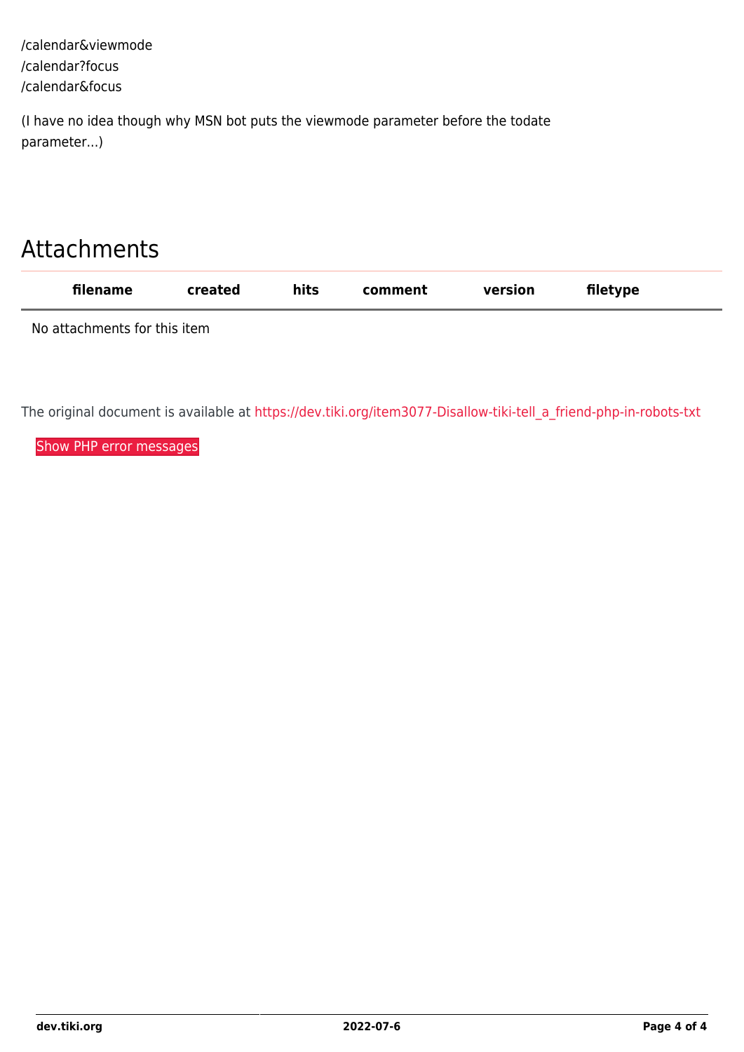/calendar&viewmode
/calendar?focus
/calendar&focus

(I have no idea though why MSN bot puts the viewmode parameter before the todate parameter...)

## Attachments

| filename | created | hits | comment | version | filetype |
|---|---|---|---|---|---|

No attachments for this item

The original document is available at https://dev.tiki.org/item3077-Disallow-tiki-tell_a_friend-php-in-robots-txt

Show PHP error messages